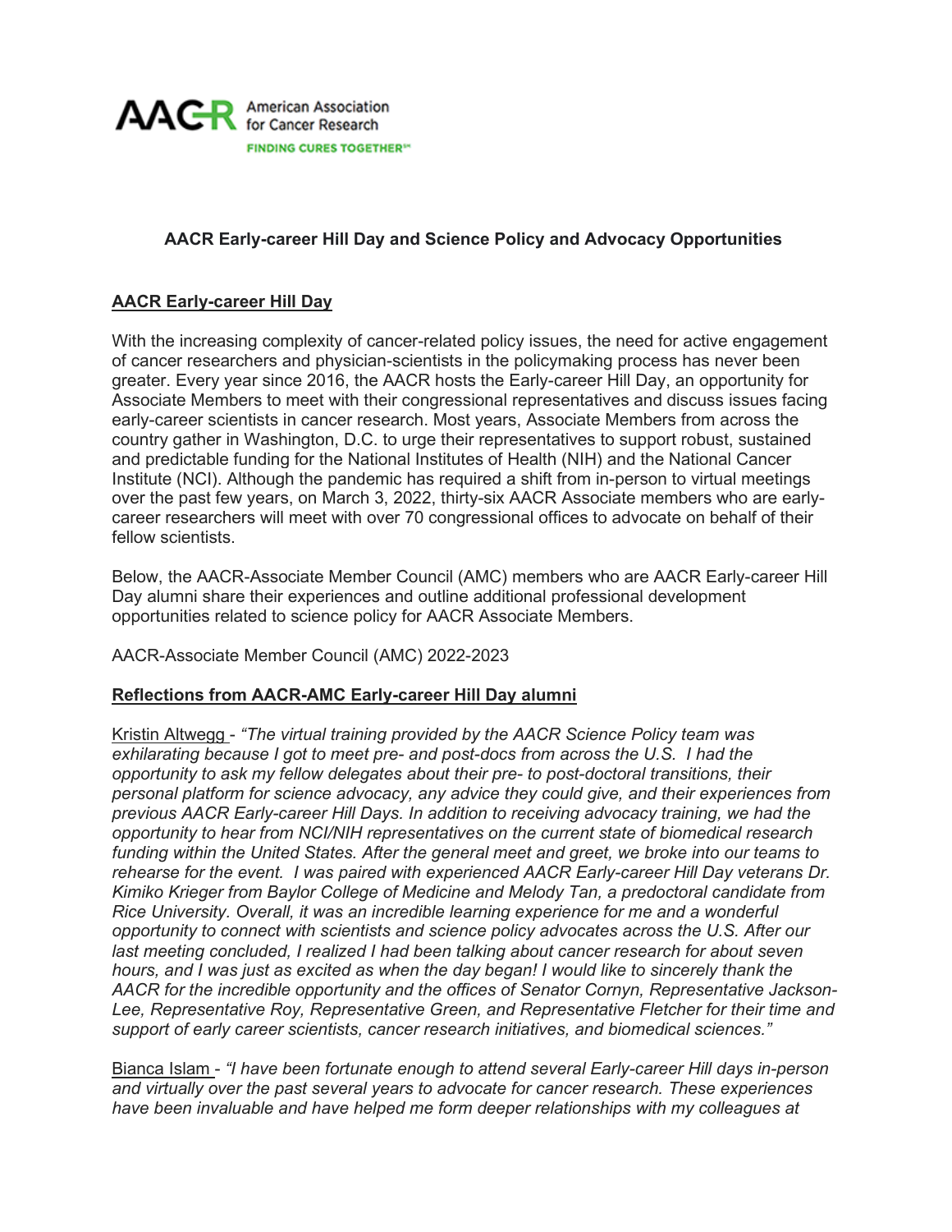AACR American Association for Cancer Research
FINDING CURES TOGETHER℠

# AACR Early-career Hill Day and Science Policy and Advocacy Opportunities

## AACR Early-career Hill Day

With the increasing complexity of cancer-related policy issues, the need for active engagement of cancer researchers and physician-scientists in the policymaking process has never been greater. Every year since 2016, the AACR hosts the Early-career Hill Day, an opportunity for Associate Members to meet with their congressional representatives and discuss issues facing early-career scientists in cancer research. Most years, Associate Members from across the country gather in Washington, D.C. to urge their representatives to support robust, sustained and predictable funding for the National Institutes of Health (NIH) and the National Cancer Institute (NCI). Although the pandemic has required a shift from in-person to virtual meetings over the past few years, on March 3, 2022, thirty-six AACR Associate members who are early-career researchers will meet with over 70 congressional offices to advocate on behalf of their fellow scientists.

Below, the AACR-Associate Member Council (AMC) members who are AACR Early-career Hill Day alumni share their experiences and outline additional professional development opportunities related to science policy for AACR Associate Members.

AACR-Associate Member Council (AMC) 2022-2023

## Reflections from AACR-AMC Early-career Hill Day alumni

Kristin Altwegg - *"The virtual training provided by the AACR Science Policy team was exhilarating because I got to meet pre- and post-docs from across the U.S. I had the opportunity to ask my fellow delegates about their pre- to post-doctoral transitions, their personal platform for science advocacy, any advice they could give, and their experiences from previous AACR Early-career Hill Days. In addition to receiving advocacy training, we had the opportunity to hear from NCI/NIH representatives on the current state of biomedical research funding within the United States. After the general meet and greet, we broke into our teams to rehearse for the event. I was paired with experienced AACR Early-career Hill Day veterans Dr. Kimiko Krieger from Baylor College of Medicine and Melody Tan, a predoctoral candidate from Rice University. Overall, it was an incredible learning experience for me and a wonderful opportunity to connect with scientists and science policy advocates across the U.S. After our last meeting concluded, I realized I had been talking about cancer research for about seven hours, and I was just as excited as when the day began! I would like to sincerely thank the AACR for the incredible opportunity and the offices of Senator Cornyn, Representative Jackson-Lee, Representative Roy, Representative Green, and Representative Fletcher for their time and support of early career scientists, cancer research initiatives, and biomedical sciences."*

Bianca Islam - *"I have been fortunate enough to attend several Early-career Hill days in-person and virtually over the past several years to advocate for cancer research. These experiences have been invaluable and have helped me form deeper relationships with my colleagues at*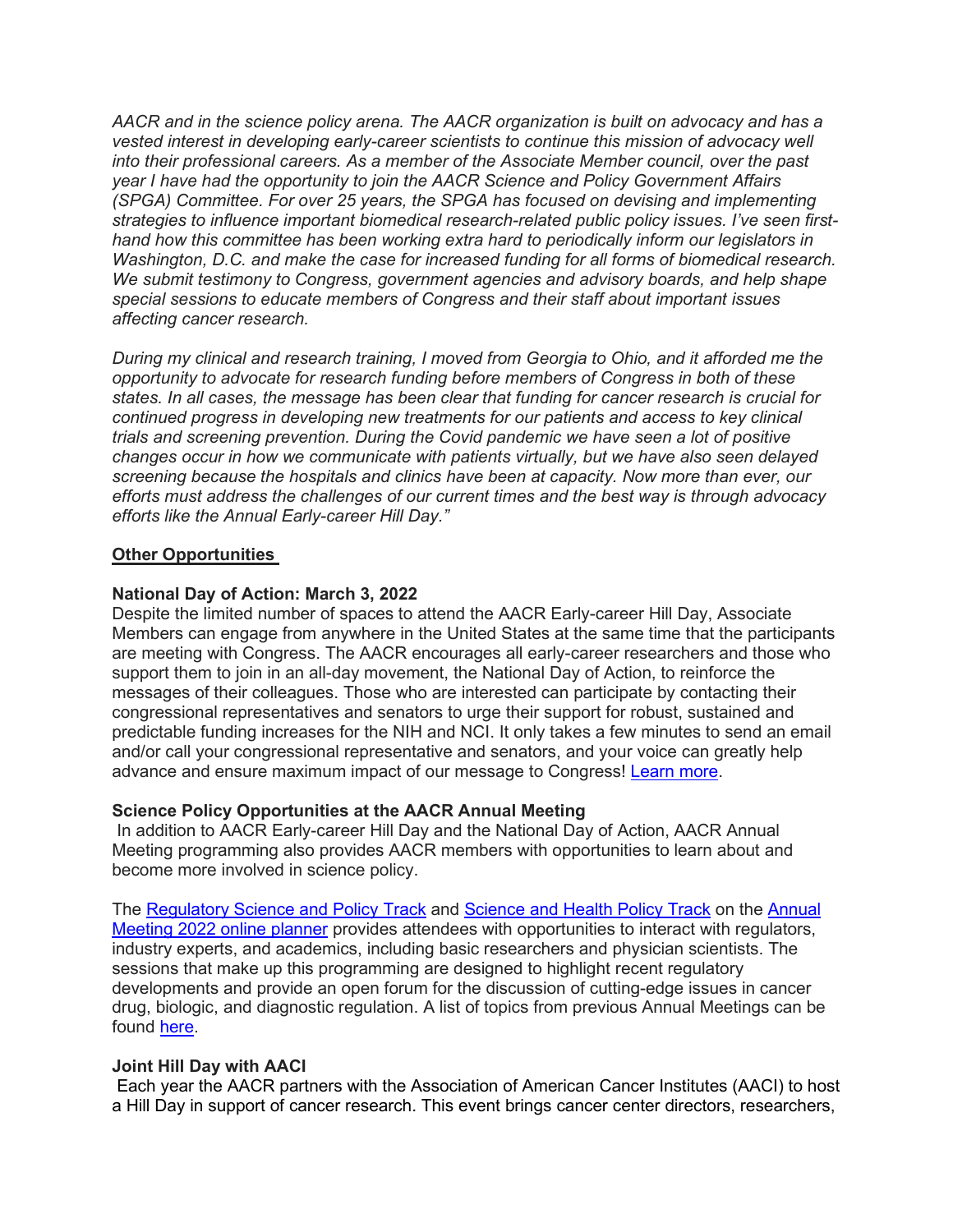*AACR and in the science policy arena. The AACR organization is built on advocacy and has a vested interest in developing early-career scientists to continue this mission of advocacy well into their professional careers. As a member of the Associate Member council, over the past year I have had the opportunity to join the AACR Science and Policy Government Affairs (SPGA) Committee. For over 25 years, the SPGA has focused on devising and implementing strategies to influence important biomedical research-related public policy issues. I've seen first-hand how this committee has been working extra hard to periodically inform our legislators in Washington, D.C. and make the case for increased funding for all forms of biomedical research. We submit testimony to Congress, government agencies and advisory boards, and help shape special sessions to educate members of Congress and their staff about important issues affecting cancer research.*

*During my clinical and research training, I moved from Georgia to Ohio, and it afforded me the opportunity to advocate for research funding before members of Congress in both of these states. In all cases, the message has been clear that funding for cancer research is crucial for continued progress in developing new treatments for our patients and access to key clinical trials and screening prevention. During the Covid pandemic we have seen a lot of positive changes occur in how we communicate with patients virtually, but we have also seen delayed screening because the hospitals and clinics have been at capacity. Now more than ever, our efforts must address the challenges of our current times and the best way is through advocacy efforts like the Annual Early-career Hill Day."*

## Other Opportunities

### National Day of Action: March 3, 2022

Despite the limited number of spaces to attend the AACR Early-career Hill Day, Associate Members can engage from anywhere in the United States at the same time that the participants are meeting with Congress. The AACR encourages all early-career researchers and those who support them to join in an all-day movement, the National Day of Action, to reinforce the messages of their colleagues. Those who are interested can participate by contacting their congressional representatives and senators to urge their support for robust, sustained and predictable funding increases for the NIH and NCI. It only takes a few minutes to send an email and/or call your congressional representative and senators, and your voice can greatly help advance and ensure maximum impact of our message to Congress! Learn more.

### Science Policy Opportunities at the AACR Annual Meeting

In addition to AACR Early-career Hill Day and the National Day of Action, AACR Annual Meeting programming also provides AACR members with opportunities to learn about and become more involved in science policy.

The Regulatory Science and Policy Track and Science and Health Policy Track on the Annual Meeting 2022 online planner provides attendees with opportunities to interact with regulators, industry experts, and academics, including basic researchers and physician scientists. The sessions that make up this programming are designed to highlight recent regulatory developments and provide an open forum for the discussion of cutting-edge issues in cancer drug, biologic, and diagnostic regulation. A list of topics from previous Annual Meetings can be found here.

### Joint Hill Day with AACI

Each year the AACR partners with the Association of American Cancer Institutes (AACI) to host a Hill Day in support of cancer research. This event brings cancer center directors, researchers,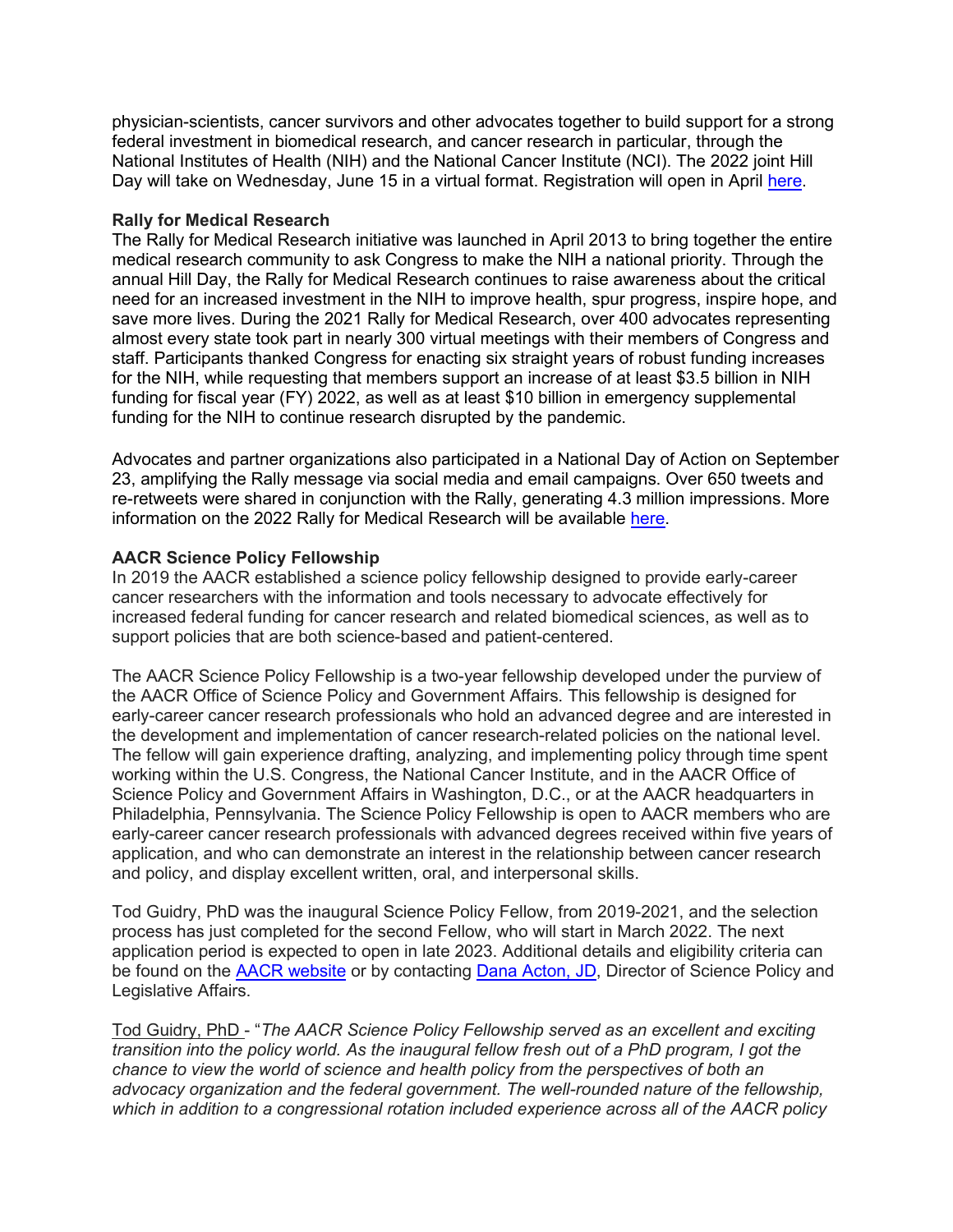physician-scientists, cancer survivors and other advocates together to build support for a strong federal investment in biomedical research, and cancer research in particular, through the National Institutes of Health (NIH) and the National Cancer Institute (NCI). The 2022 joint Hill Day will take on Wednesday, June 15 in a virtual format. Registration will open in April [here](#).

**Rally for Medical Research**

The Rally for Medical Research initiative was launched in April 2013 to bring together the entire medical research community to ask Congress to make the NIH a national priority. Through the annual Hill Day, the Rally for Medical Research continues to raise awareness about the critical need for an increased investment in the NIH to improve health, spur progress, inspire hope, and save more lives. During the 2021 Rally for Medical Research, over 400 advocates representing almost every state took part in nearly 300 virtual meetings with their members of Congress and staff. Participants thanked Congress for enacting six straight years of robust funding increases for the NIH, while requesting that members support an increase of at least $3.5 billion in NIH funding for fiscal year (FY) 2022, as well as at least $10 billion in emergency supplemental funding for the NIH to continue research disrupted by the pandemic.

Advocates and partner organizations also participated in a National Day of Action on September 23, amplifying the Rally message via social media and email campaigns. Over 650 tweets and re-retweets were shared in conjunction with the Rally, generating 4.3 million impressions. More information on the 2022 Rally for Medical Research will be available [here](#).

**AACR Science Policy Fellowship**

In 2019 the AACR established a science policy fellowship designed to provide early-career cancer researchers with the information and tools necessary to advocate effectively for increased federal funding for cancer research and related biomedical sciences, as well as to support policies that are both science-based and patient-centered.

The AACR Science Policy Fellowship is a two-year fellowship developed under the purview of the AACR Office of Science Policy and Government Affairs. This fellowship is designed for early-career cancer research professionals who hold an advanced degree and are interested in the development and implementation of cancer research-related policies on the national level. The fellow will gain experience drafting, analyzing, and implementing policy through time spent working within the U.S. Congress, the National Cancer Institute, and in the AACR Office of Science Policy and Government Affairs in Washington, D.C., or at the AACR headquarters in Philadelphia, Pennsylvania. The Science Policy Fellowship is open to AACR members who are early-career cancer research professionals with advanced degrees received within five years of application, and who can demonstrate an interest in the relationship between cancer research and policy, and display excellent written, oral, and interpersonal skills.

Tod Guidry, PhD was the inaugural Science Policy Fellow, from 2019-2021, and the selection process has just completed for the second Fellow, who will start in March 2022. The next application period is expected to open in late 2023. Additional details and eligibility criteria can be found on the [AACR website](#) or by contacting [Dana Acton, JD](#), Director of Science Policy and Legislative Affairs.

Tod Guidry, PhD - "*The AACR Science Policy Fellowship served as an excellent and exciting transition into the policy world. As the inaugural fellow fresh out of a PhD program, I got the chance to view the world of science and health policy from the perspectives of both an advocacy organization and the federal government. The well-rounded nature of the fellowship, which in addition to a congressional rotation included experience across all of the AACR policy*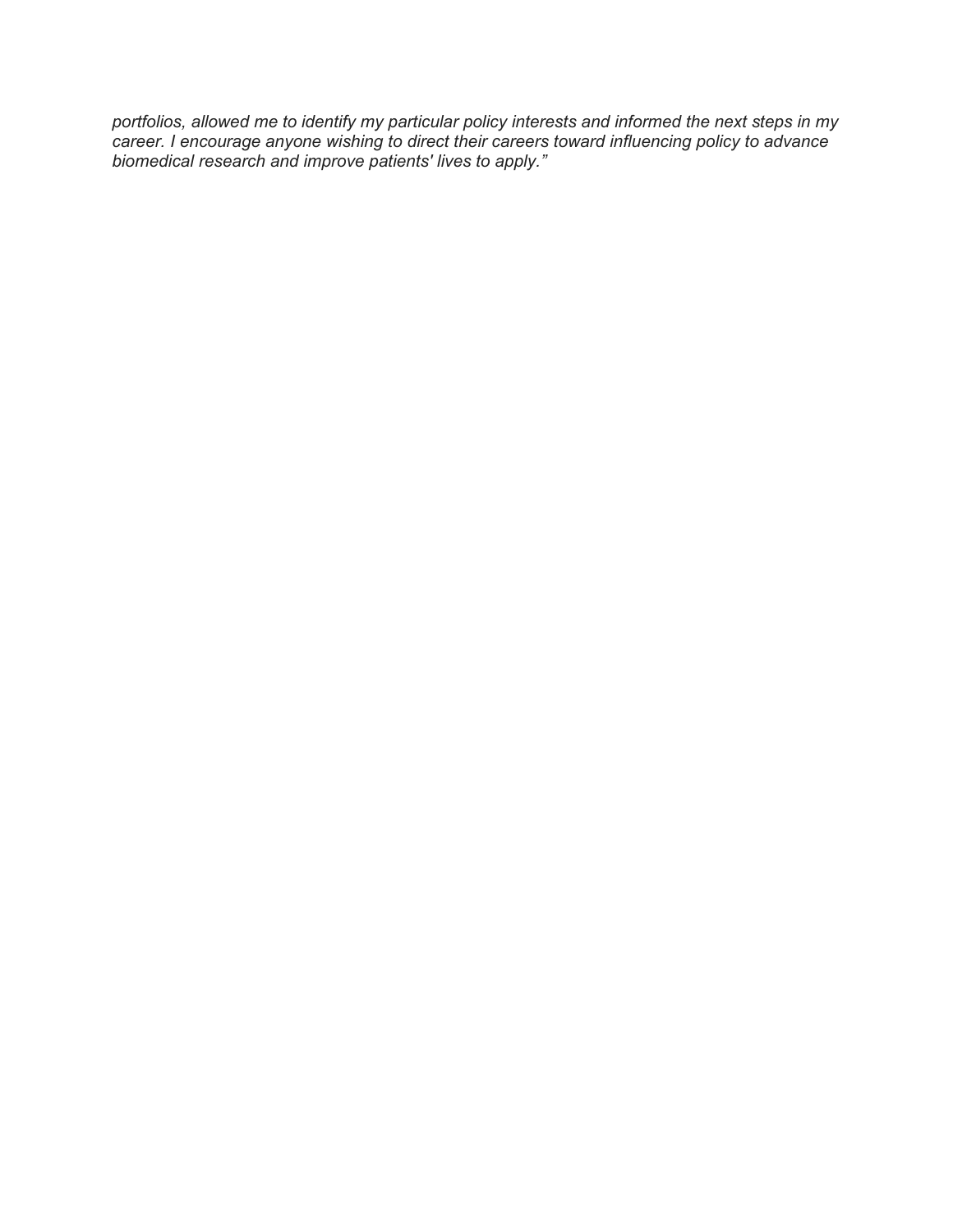*portfolios, allowed me to identify my particular policy interests and informed the next steps in my career. I encourage anyone wishing to direct their careers toward influencing policy to advance biomedical research and improve patients' lives to apply."*